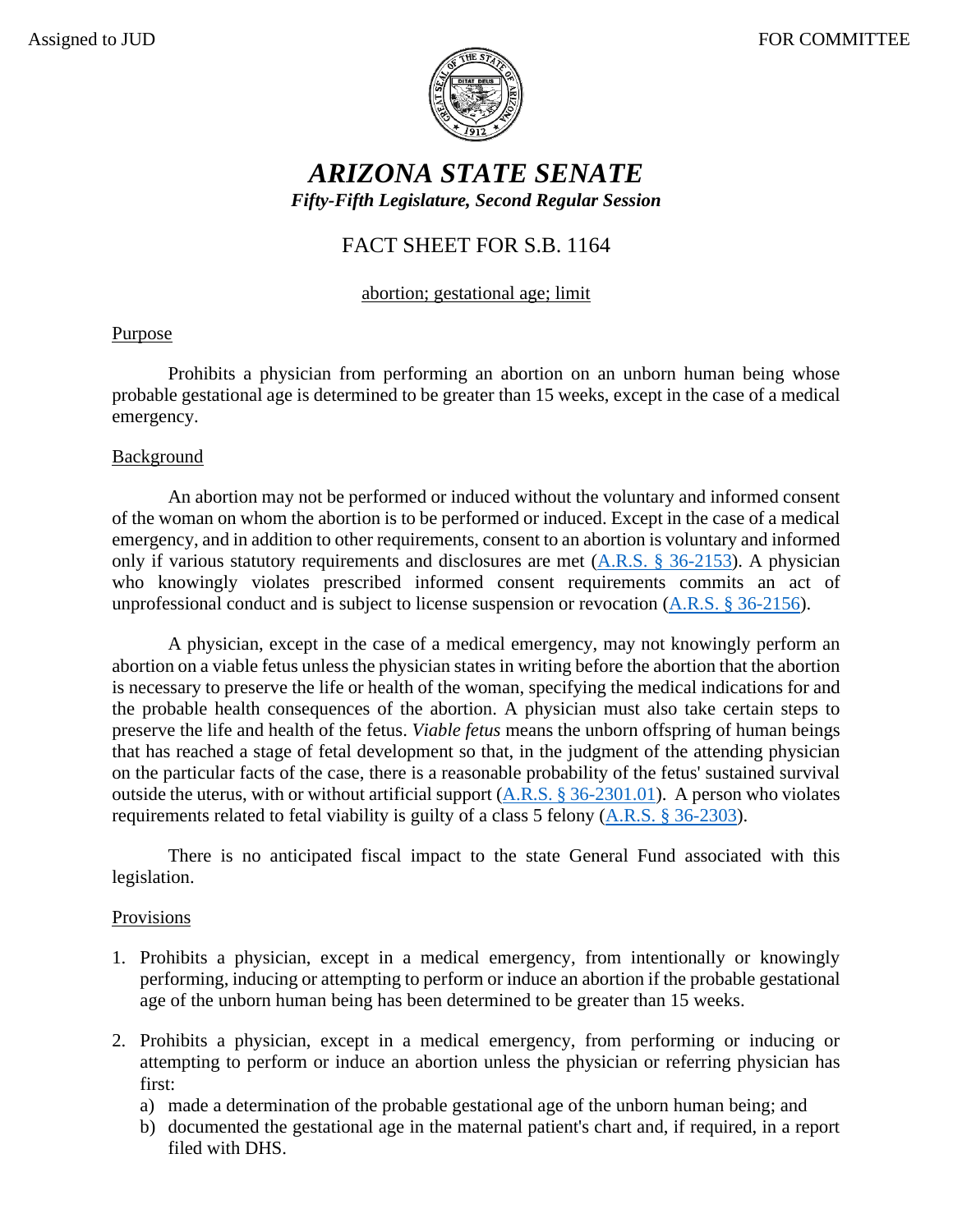Assigned to JUD

FOR COMMITTEE

# *ARIZONA STATE SENATE*

***Fifty-Fifth Legislature, Second Regular Session***

## FACT SHEET FOR S.B. 1164

abortion; gestational age; limit

### Purpose

Prohibits a physician from performing an abortion on an unborn human being whose probable gestational age is determined to be greater than 15 weeks, except in the case of a medical emergency.

### Background

An abortion may not be performed or induced without the voluntary and informed consent of the woman on whom the abortion is to be performed or induced. Except in the case of a medical emergency, and in addition to other requirements, consent to an abortion is voluntary and informed only if various statutory requirements and disclosures are met (A.R.S. § 36-2153). A physician who knowingly violates prescribed informed consent requirements commits an act of unprofessional conduct and is subject to license suspension or revocation (A.R.S. § 36-2156).

A physician, except in the case of a medical emergency, may not knowingly perform an abortion on a viable fetus unless the physician states in writing before the abortion that the abortion is necessary to preserve the life or health of the woman, specifying the medical indications for and the probable health consequences of the abortion. A physician must also take certain steps to preserve the life and health of the fetus. *Viable fetus* means the unborn offspring of human beings that has reached a stage of fetal development so that, in the judgment of the attending physician on the particular facts of the case, there is a reasonable probability of the fetus' sustained survival outside the uterus, with or without artificial support (A.R.S. § 36-2301.01). A person who violates requirements related to fetal viability is guilty of a class 5 felony (A.R.S. § 36-2303).

There is no anticipated fiscal impact to the state General Fund associated with this legislation.

### Provisions

1. Prohibits a physician, except in a medical emergency, from intentionally or knowingly performing, inducing or attempting to perform or induce an abortion if the probable gestational age of the unborn human being has been determined to be greater than 15 weeks.

2. Prohibits a physician, except in a medical emergency, from performing or inducing or attempting to perform or induce an abortion unless the physician or referring physician has first:
   a) made a determination of the probable gestational age of the unborn human being; and
   b) documented the gestational age in the maternal patient's chart and, if required, in a report filed with DHS.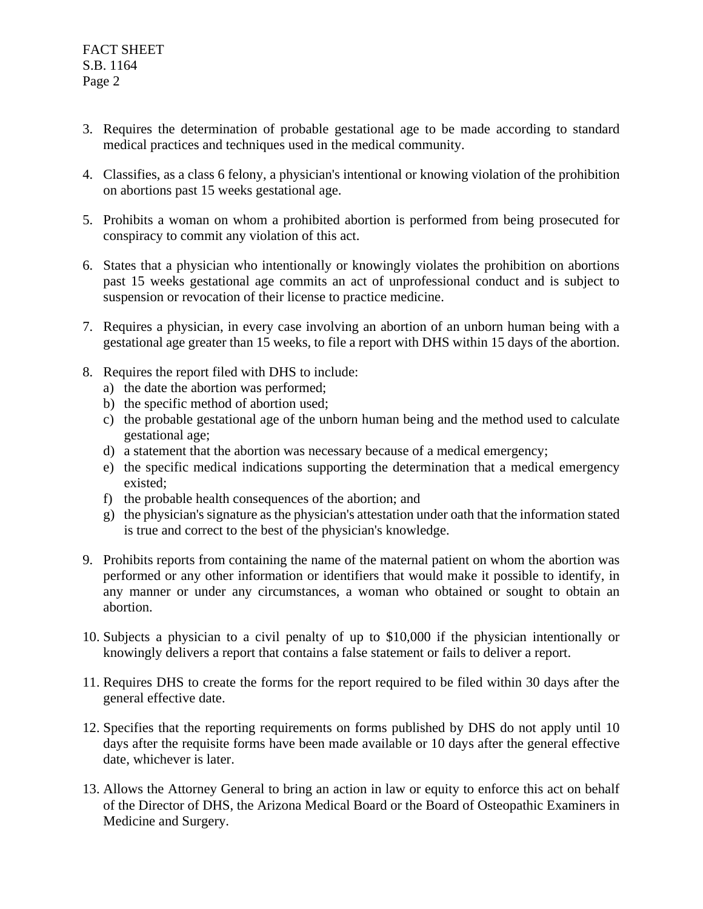3. Requires the determination of probable gestational age to be made according to standard medical practices and techniques used in the medical community.

4. Classifies, as a class 6 felony, a physician's intentional or knowing violation of the prohibition on abortions past 15 weeks gestational age.

5. Prohibits a woman on whom a prohibited abortion is performed from being prosecuted for conspiracy to commit any violation of this act.

6. States that a physician who intentionally or knowingly violates the prohibition on abortions past 15 weeks gestational age commits an act of unprofessional conduct and is subject to suspension or revocation of their license to practice medicine.

7. Requires a physician, in every case involving an abortion of an unborn human being with a gestational age greater than 15 weeks, to file a report with DHS within 15 days of the abortion.

8. Requires the report filed with DHS to include:
   a) the date the abortion was performed;
   b) the specific method of abortion used;
   c) the probable gestational age of the unborn human being and the method used to calculate gestational age;
   d) a statement that the abortion was necessary because of a medical emergency;
   e) the specific medical indications supporting the determination that a medical emergency existed;
   f) the probable health consequences of the abortion; and
   g) the physician's signature as the physician's attestation under oath that the information stated is true and correct to the best of the physician's knowledge.

9. Prohibits reports from containing the name of the maternal patient on whom the abortion was performed or any other information or identifiers that would make it possible to identify, in any manner or under any circumstances, a woman who obtained or sought to obtain an abortion.

10. Subjects a physician to a civil penalty of up to $10,000 if the physician intentionally or knowingly delivers a report that contains a false statement or fails to deliver a report.

11. Requires DHS to create the forms for the report required to be filed within 30 days after the general effective date.

12. Specifies that the reporting requirements on forms published by DHS do not apply until 10 days after the requisite forms have been made available or 10 days after the general effective date, whichever is later.

13. Allows the Attorney General to bring an action in law or equity to enforce this act on behalf of the Director of DHS, the Arizona Medical Board or the Board of Osteopathic Examiners in Medicine and Surgery.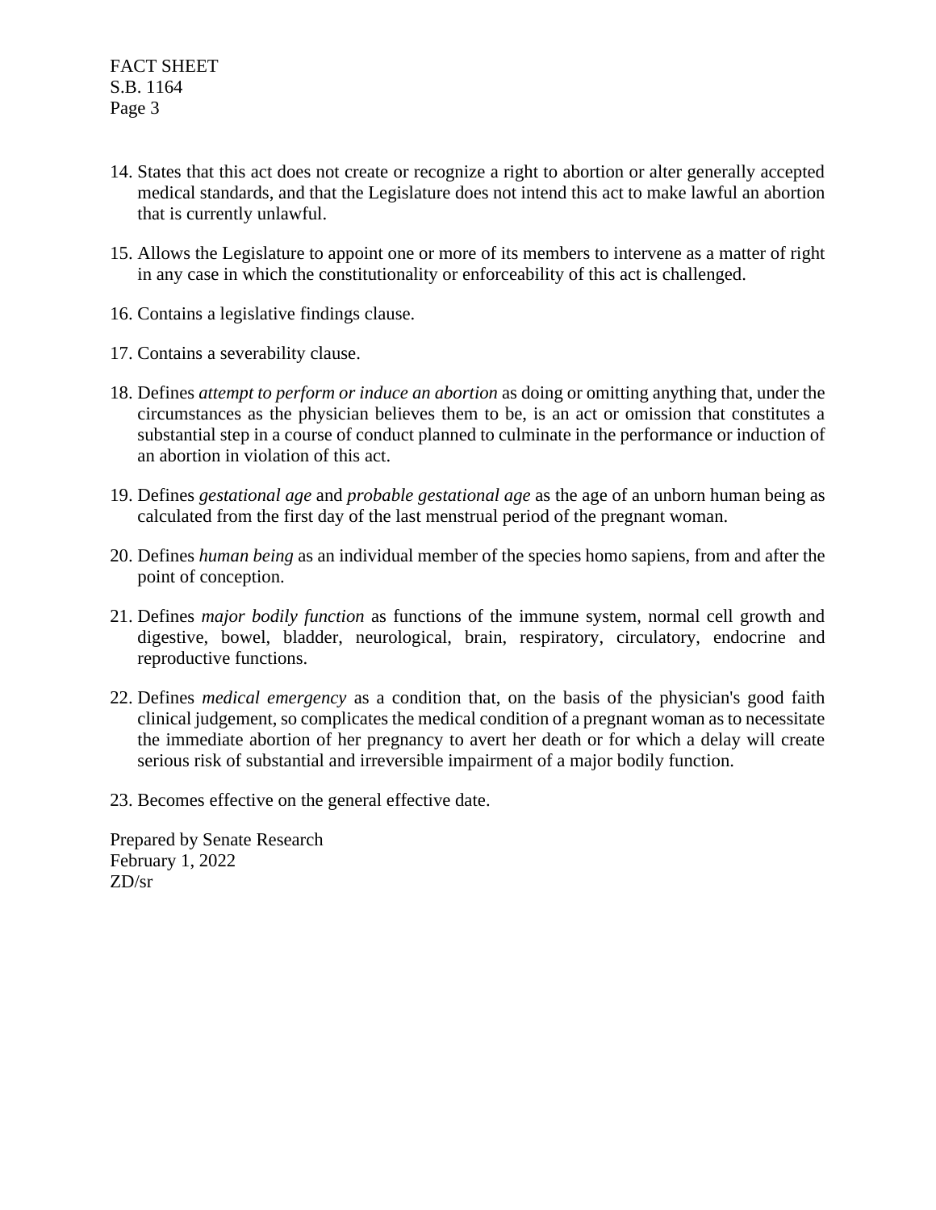14. States that this act does not create or recognize a right to abortion or alter generally accepted medical standards, and that the Legislature does not intend this act to make lawful an abortion that is currently unlawful.

15. Allows the Legislature to appoint one or more of its members to intervene as a matter of right in any case in which the constitutionality or enforceability of this act is challenged.

16. Contains a legislative findings clause.

17. Contains a severability clause.

18. Defines *attempt to perform or induce an abortion* as doing or omitting anything that, under the circumstances as the physician believes them to be, is an act or omission that constitutes a substantial step in a course of conduct planned to culminate in the performance or induction of an abortion in violation of this act.

19. Defines *gestational age* and *probable gestational age* as the age of an unborn human being as calculated from the first day of the last menstrual period of the pregnant woman.

20. Defines *human being* as an individual member of the species homo sapiens, from and after the point of conception.

21. Defines *major bodily function* as functions of the immune system, normal cell growth and digestive, bowel, bladder, neurological, brain, respiratory, circulatory, endocrine and reproductive functions.

22. Defines *medical emergency* as a condition that, on the basis of the physician's good faith clinical judgement, so complicates the medical condition of a pregnant woman as to necessitate the immediate abortion of her pregnancy to avert her death or for which a delay will create serious risk of substantial and irreversible impairment of a major bodily function.

23. Becomes effective on the general effective date.

Prepared by Senate Research
February 1, 2022
ZD/sr